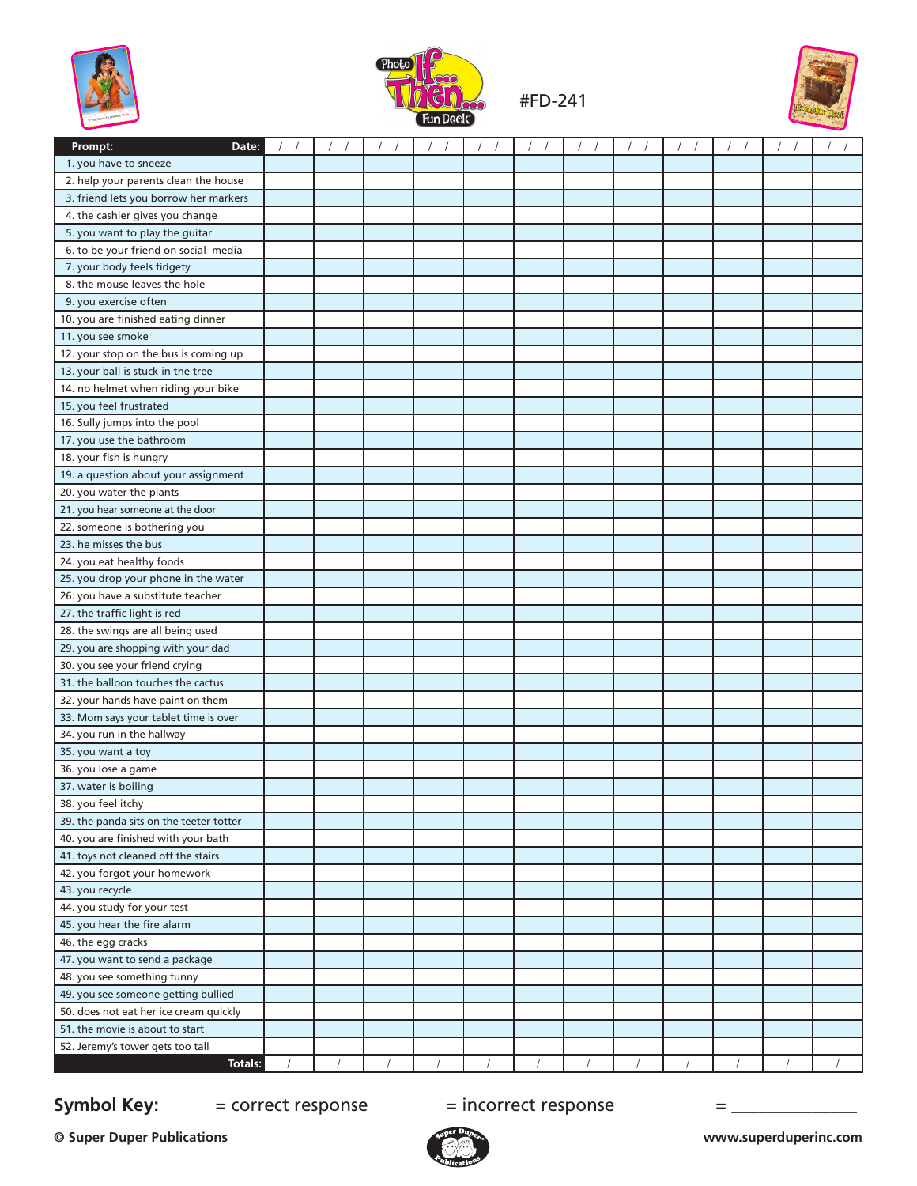Photo If... Then... Fun Deck

#FD-241

| Prompt: Date: | / / | / / | / / | / / | / / | / / | / / | / / | / / | / / | / / | / / |
|---|---|---|---|---|---|---|---|---|---|---|---|---|
| 1. you have to sneeze | | | | | | | | | | | | |
| 2. help your parents clean the house | | | | | | | | | | | | |
| 3. friend lets you borrow her markers | | | | | | | | | | | | |
| 4. the cashier gives you change | | | | | | | | | | | | |
| 5. you want to play the guitar | | | | | | | | | | | | |
| 6. to be your friend on social media | | | | | | | | | | | | |
| 7. your body feels fidgety | | | | | | | | | | | | |
| 8. the mouse leaves the hole | | | | | | | | | | | | |
| 9. you exercise often | | | | | | | | | | | | |
| 10. you are finished eating dinner | | | | | | | | | | | | |
| 11. you see smoke | | | | | | | | | | | | |
| 12. your stop on the bus is coming up | | | | | | | | | | | | |
| 13. your ball is stuck in the tree | | | | | | | | | | | | |
| 14. no helmet when riding your bike | | | | | | | | | | | | |
| 15. you feel frustrated | | | | | | | | | | | | |
| 16. Sully jumps into the pool | | | | | | | | | | | | |
| 17. you use the bathroom | | | | | | | | | | | | |
| 18. your fish is hungry | | | | | | | | | | | | |
| 19. a question about your assignment | | | | | | | | | | | | |
| 20. you water the plants | | | | | | | | | | | | |
| 21. you hear someone at the door | | | | | | | | | | | | |
| 22. someone is bothering you | | | | | | | | | | | | |
| 23. he misses the bus | | | | | | | | | | | | |
| 24. you eat healthy foods | | | | | | | | | | | | |
| 25. you drop your phone in the water | | | | | | | | | | | | |
| 26. you have a substitute teacher | | | | | | | | | | | | |
| 27. the traffic light is red | | | | | | | | | | | | |
| 28. the swings are all being used | | | | | | | | | | | | |
| 29. you are shopping with your dad | | | | | | | | | | | | |
| 30. you see your friend crying | | | | | | | | | | | | |
| 31. the balloon touches the cactus | | | | | | | | | | | | |
| 32. your hands have paint on them | | | | | | | | | | | | |
| 33. Mom says your tablet time is over | | | | | | | | | | | | |
| 34. you run in the hallway | | | | | | | | | | | | |
| 35. you want a toy | | | | | | | | | | | | |
| 36. you lose a game | | | | | | | | | | | | |
| 37. water is boiling | | | | | | | | | | | | |
| 38. you feel itchy | | | | | | | | | | | | |
| 39. the panda sits on the teeter-totter | | | | | | | | | | | | |
| 40. you are finished with your bath | | | | | | | | | | | | |
| 41. toys not cleaned off the stairs | | | | | | | | | | | | |
| 42. you forgot your homework | | | | | | | | | | | | |
| 43. you recycle | | | | | | | | | | | | |
| 44. you study for your test | | | | | | | | | | | | |
| 45. you hear the fire alarm | | | | | | | | | | | | |
| 46. the egg cracks | | | | | | | | | | | | |
| 47. you want to send a package | | | | | | | | | | | | |
| 48. you see something funny | | | | | | | | | | | | |
| 49. you see someone getting bullied | | | | | | | | | | | | |
| 50. does not eat her ice cream quickly | | | | | | | | | | | | |
| 51. the movie is about to start | | | | | | | | | | | | |
| 52. Jeremy's tower gets too tall | | | | | | | | | | | | |
| **Totals:** | / | / | / | / | / | / | / | / | / | / | / | / |

**Symbol Key:** = correct response = incorrect response = ______________

**© Super Duper Publications** www.superduperinc.com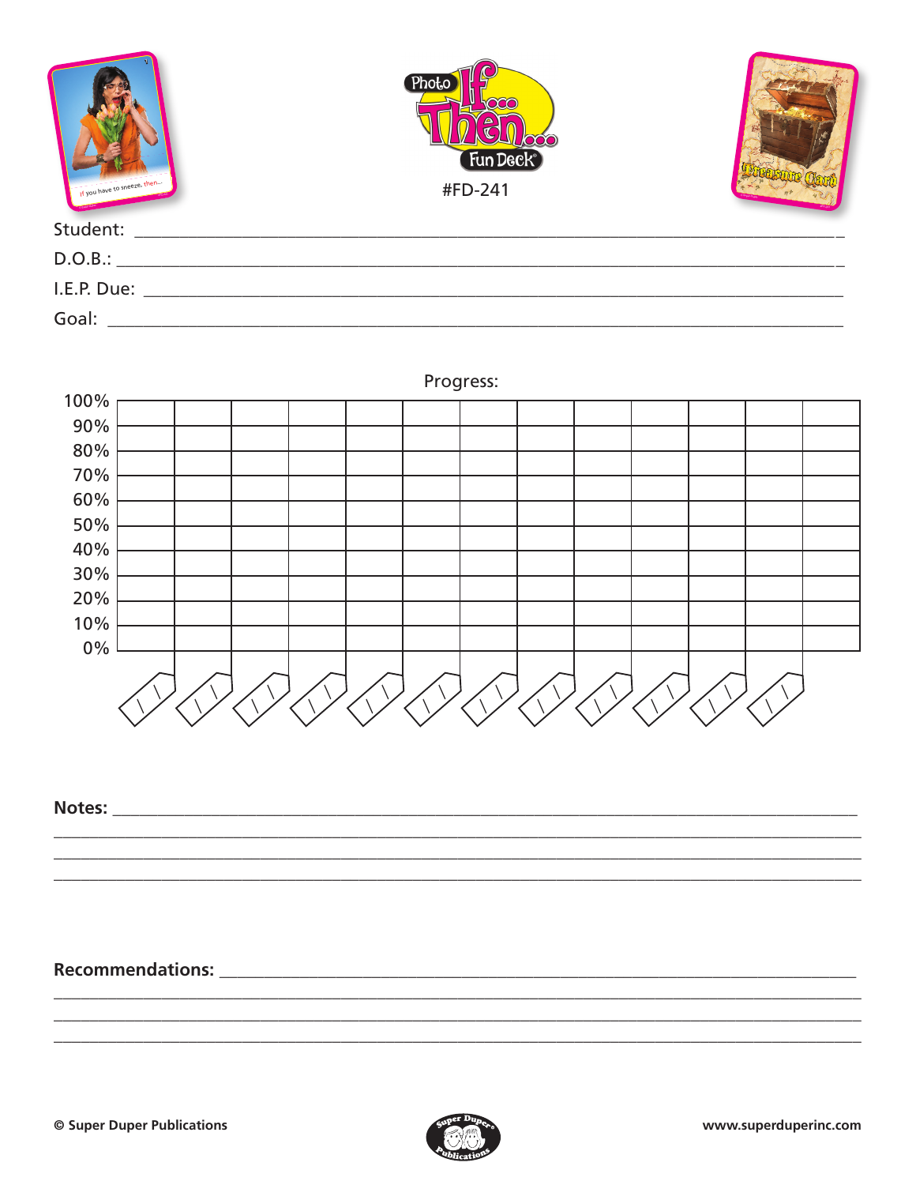Photo If... Then... Fun Deck®

#FD-241

Student: ___________________________________________

D.O.B.: ___________________________________________

I.E.P. Due: ___________________________________________

Goal: ___________________________________________

Progress:

100%
90%
80%
70%
60%
50%
40%
30%
20%
10%
0%

/ /

**Notes:** ___________________________________________

___________________________________________

___________________________________________

___________________________________________

**Recommendations:** ___________________________________________

___________________________________________

___________________________________________

___________________________________________

© Super Duper Publications

www.superduperinc.com